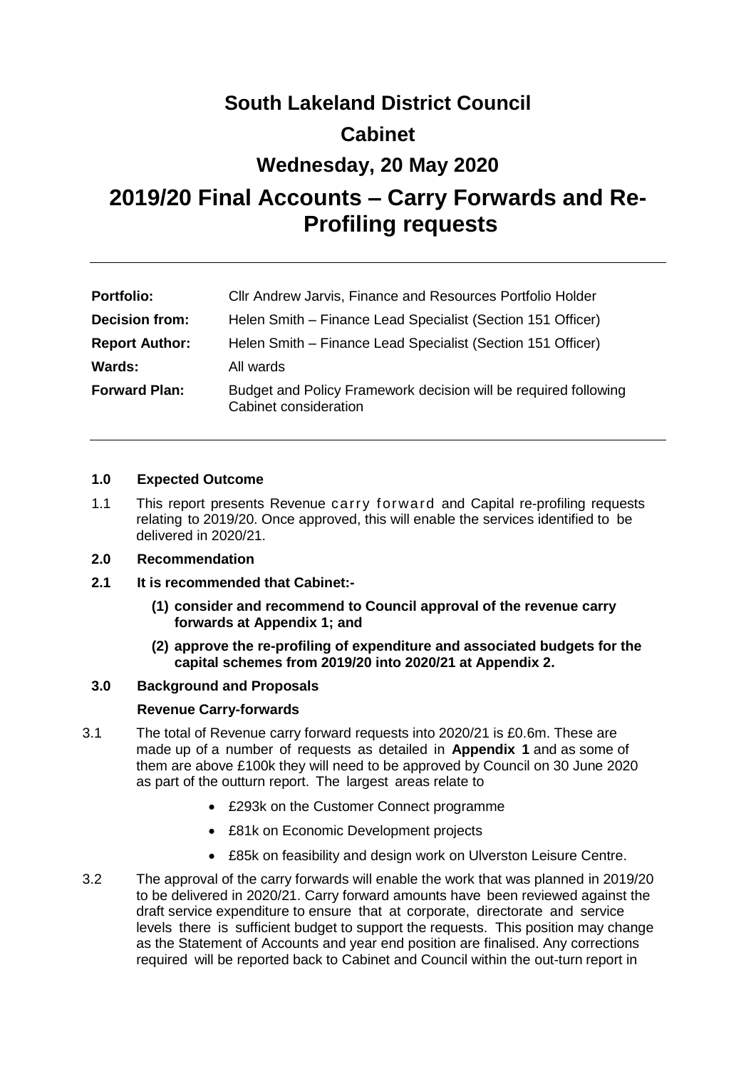# South Lakeland District Council

# Cabinet

# Wednesday, 20 May 2020

# 2019/20 Final Accounts – Carry Forwards and Re-Profiling requests

| | |
|---|---|
| **Portfolio:** | Cllr Andrew Jarvis, Finance and Resources Portfolio Holder |
| **Decision from:** | Helen Smith – Finance Lead Specialist (Section 151 Officer) |
| **Report Author:** | Helen Smith – Finance Lead Specialist (Section 151 Officer) |
| **Wards:** | All wards |
| **Forward Plan:** | Budget and Policy Framework decision will be required following Cabinet consideration |

## 1.0 Expected Outcome

1.1 This report presents Revenue carry forward and Capital re-profiling requests relating to 2019/20. Once approved, this will enable the services identified to be delivered in 2020/21.

## 2.0 Recommendation

**2.1 It is recommended that Cabinet:-**

**(1) consider and recommend to Council approval of the revenue carry forwards at Appendix 1; and**

**(2) approve the re-profiling of expenditure and associated budgets for the capital schemes from 2019/20 into 2020/21 at Appendix 2.**

## 3.0 Background and Proposals

### Revenue Carry-forwards

3.1 The total of Revenue carry forward requests into 2020/21 is £0.6m. These are made up of a number of requests as detailed in **Appendix 1** and as some of them are above £100k they will need to be approved by Council on 30 June 2020 as part of the outturn report. The largest areas relate to

- £293k on the Customer Connect programme
- £81k on Economic Development projects
- £85k on feasibility and design work on Ulverston Leisure Centre.

3.2 The approval of the carry forwards will enable the work that was planned in 2019/20 to be delivered in 2020/21. Carry forward amounts have been reviewed against the draft service expenditure to ensure that at corporate, directorate and service levels there is sufficient budget to support the requests. This position may change as the Statement of Accounts and year end position are finalised. Any corrections required will be reported back to Cabinet and Council within the out-turn report in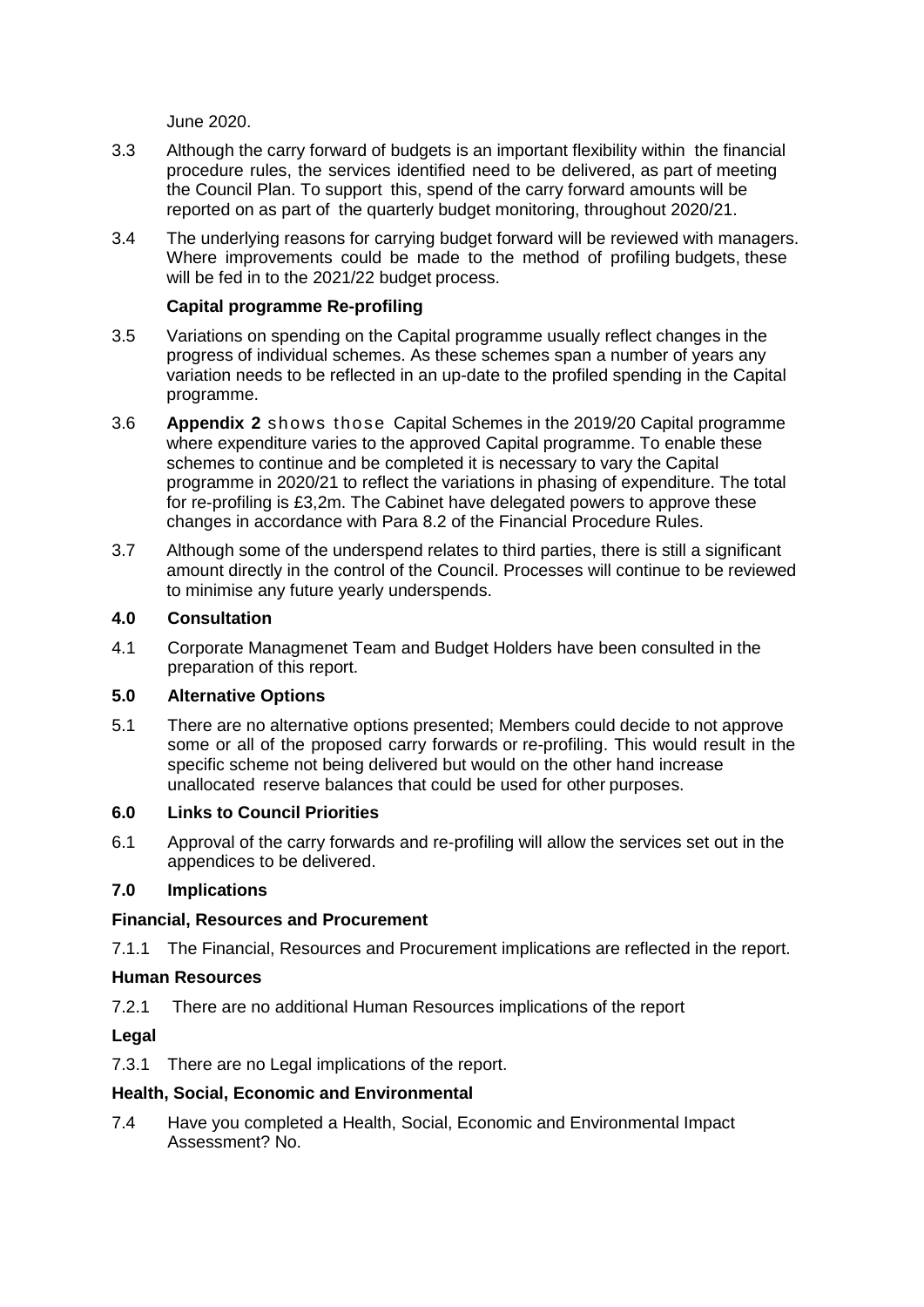June 2020.

3.3 Although the carry forward of budgets is an important flexibility within the financial procedure rules, the services identified need to be delivered, as part of meeting the Council Plan. To support this, spend of the carry forward amounts will be reported on as part of the quarterly budget monitoring, throughout 2020/21.

3.4 The underlying reasons for carrying budget forward will be reviewed with managers. Where improvements could be made to the method of profiling budgets, these will be fed in to the 2021/22 budget process.

**Capital programme Re-profiling**

3.5 Variations on spending on the Capital programme usually reflect changes in the progress of individual schemes. As these schemes span a number of years any variation needs to be reflected in an up-date to the profiled spending in the Capital programme.

3.6 **Appendix 2** shows those Capital Schemes in the 2019/20 Capital programme where expenditure varies to the approved Capital programme. To enable these schemes to continue and be completed it is necessary to vary the Capital programme in 2020/21 to reflect the variations in phasing of expenditure. The total for re-profiling is £3,2m. The Cabinet have delegated powers to approve these changes in accordance with Para 8.2 of the Financial Procedure Rules.

3.7 Although some of the underspend relates to third parties, there is still a significant amount directly in the control of the Council. Processes will continue to be reviewed to minimise any future yearly underspends.

## 4.0 Consultation

4.1 Corporate Managmenet Team and Budget Holders have been consulted in the preparation of this report.

## 5.0 Alternative Options

5.1 There are no alternative options presented; Members could decide to not approve some or all of the proposed carry forwards or re-profiling. This would result in the specific scheme not being delivered but would on the other hand increase unallocated reserve balances that could be used for other purposes.

## 6.0 Links to Council Priorities

6.1 Approval of the carry forwards and re-profiling will allow the services set out in the appendices to be delivered.

## 7.0 Implications

### Financial, Resources and Procurement

7.1.1 The Financial, Resources and Procurement implications are reflected in the report.

### Human Resources

7.2.1 There are no additional Human Resources implications of the report

### Legal

7.3.1 There are no Legal implications of the report.

### Health, Social, Economic and Environmental

7.4 Have you completed a Health, Social, Economic and Environmental Impact Assessment? No.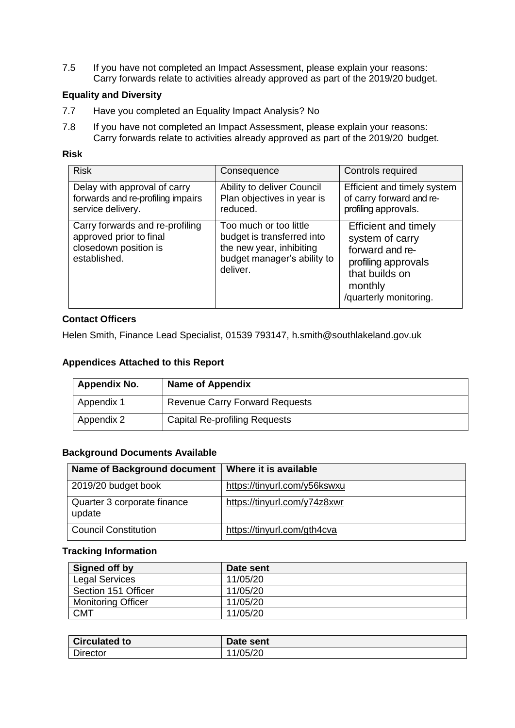7.5 If you have not completed an Impact Assessment, please explain your reasons: Carry forwards relate to activities already approved as part of the 2019/20 budget.

**Equality and Diversity**

7.7 Have you completed an Equality Impact Analysis? No

7.8 If you have not completed an Impact Assessment, please explain your reasons: Carry forwards relate to activities already approved as part of the 2019/20 budget.

**Risk**

| Risk | Consequence | Controls required |
|---|---|---|
| Delay with approval of carry forwards and re-profiling impairs service delivery. | Ability to deliver Council Plan objectives in year is reduced. | Efficient and timely system of carry forward and re-profiling approvals. |
| Carry forwards and re-profiling approved prior to final closedown position is established. | Too much or too little budget is transferred into the new year, inhibiting budget manager's ability to deliver. | Efficient and timely system of carry forward and re-profiling approvals that builds on monthly /quarterly monitoring. |

**Contact Officers**

Helen Smith, Finance Lead Specialist, 01539 793147, h.smith@southlakeland.gov.uk

**Appendices Attached to this Report**

| Appendix No. | Name of Appendix |
|---|---|
| Appendix 1 | Revenue Carry Forward Requests |
| Appendix 2 | Capital Re-profiling Requests |

**Background Documents Available**

| Name of Background document | Where it is available |
|---|---|
| 2019/20 budget book | https://tinyurl.com/y56kswxu |
| Quarter 3 corporate finance update | https://tinyurl.com/y74z8xwr |
| Council Constitution | https://tinyurl.com/gth4cva |

**Tracking Information**

| Signed off by | Date sent |
|---|---|
| Legal Services | 11/05/20 |
| Section 151 Officer | 11/05/20 |
| Monitoring Officer | 11/05/20 |
| CMT | 11/05/20 |

| Circulated to | Date sent |
|---|---|
| Director | 11/05/20 |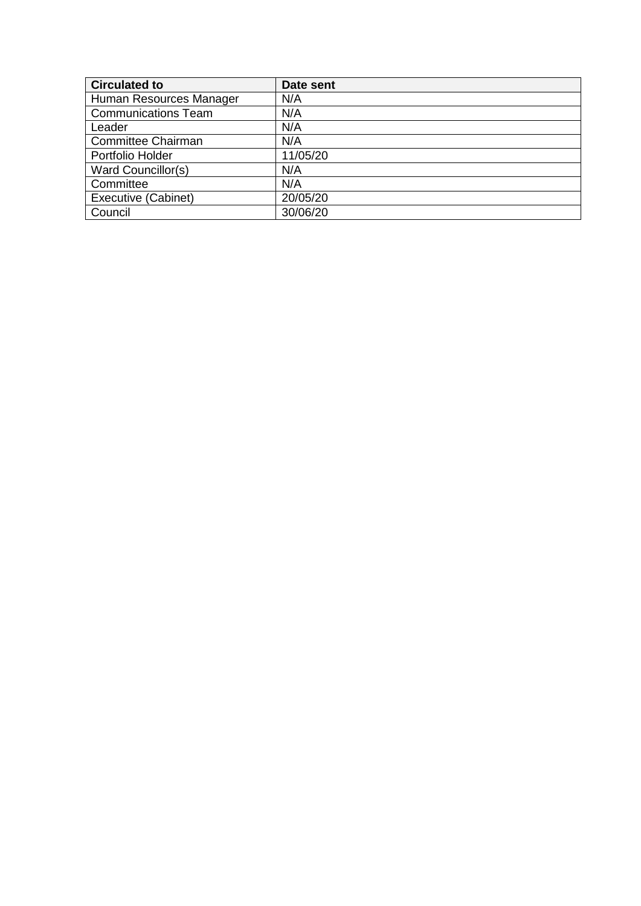| Circulated to | Date sent |
|---|---|
| Human Resources Manager | N/A |
| Communications Team | N/A |
| Leader | N/A |
| Committee Chairman | N/A |
| Portfolio Holder | 11/05/20 |
| Ward Councillor(s) | N/A |
| Committee | N/A |
| Executive (Cabinet) | 20/05/20 |
| Council | 30/06/20 |